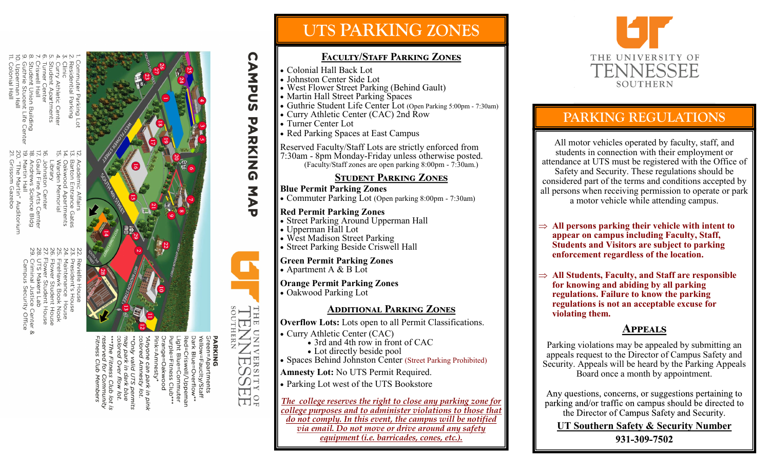# CAMPUS PARKING MAP

1. Commuter Parking Lot
2. Residential Parking
3. Clinic
4. Curry Athletic Center
5. Student Apartments
6. Turner Center
7. Criswell Hall
8. Student Union Building
9. Guthrie Student Life Center
10. Upperman Hall
11. Colonial Hall
12. Academic Affairs
13. Barton Entrance Gates
14. Oakwood Apartments
15. Warden Memorial Library
16. Johnston Center
17. Gault Fine Arts Center
18. Andrews Science Bldg
19. Martin Hall
20. "The Martin" Auditorium
21. Grissom Gazebo
22. Revielle House
23. President's House
24. Maintenance House
25. FireHawk Book Nook
26. Flower Student House
27. Flower Student House
28. UTS Makers Lab
29. Criminal Justice Center & Campus Security Office

**PARKING**

Green=Apartments
Yellow=Faculty/Staff
Dark Blue=Overflow**
Red=Criswell/Upperman
Light Blue=Commuter
Purple=Fitness Club***
Orange=Oakwood
Pink=Amnesty*

*Anyone can park in pink colored Amnesty lot.
**Only valid UTS permits may park in dark blue colored Over flow lot.
***The Fitness Club lot is reserved for Community Fitness Club Members

THE UNIVERSITY OF TENNESSEE SOUTHERN

# UTS PARKING ZONES

## Faculty/Staff Parking Zones

- Colonial Hall Back Lot
- Johnston Center Side Lot
- West Flower Street Parking (Behind Gault)
- Martin Hall Street Parking Spaces
- Guthrie Student Life Center Lot (Open Parking 5:00pm - 7:30am)
- Curry Athletic Center (CAC) 2nd Row
- Turner Center Lot
- Red Parking Spaces at East Campus

Reserved Faculty/Staff Lots are strictly enforced from 7:30am - 8pm Monday-Friday unless otherwise posted. (Faculty/Staff zones are open parking 8:00pm - 7:30am.)

## Student Parking Zones

**Blue Permit Parking Zones**
- Commuter Parking Lot (Open parking 8:00pm - 7:30am)

**Red Permit Parking Zones**
- Street Parking Around Upperman Hall
- Upperman Hall Lot
- West Madison Street Parking
- Street Parking Beside Criswell Hall

**Green Permit Parking Zones**
- Apartment A & B Lot

**Orange Permit Parking Zones**
- Oakwood Parking Lot

## Additional Parking Zones

**Overflow Lots:** Lots open to all Permit Classifications.
- Curry Athletic Center (CAC)
  - 3rd and 4th row in front of CAC
  - Lot directly beside pool
- Spaces Behind Johnston Center (Street Parking Prohibited)

**Amnesty Lot:** No UTS Permit Required.
- Parking Lot west of the UTS Bookstore

*The college reserves the right to close any parking zone for college purposes and to administer violations to those that do not comply. In this event, the campus will be notified via email. Do not move or drive around any safety equipment (i.e. barricades, cones, etc.).*

THE UNIVERSITY OF TENNESSEE SOUTHERN

# PARKING REGULATIONS

All motor vehicles operated by faculty, staff, and students in connection with their employment or attendance at UTS must be registered with the Office of Safety and Security. These regulations should be considered part of the terms and conditions accepted by all persons when receiving permission to operate or park a motor vehicle while attending campus.

⇒ **All persons parking their vehicle with intent to appear on campus including Faculty, Staff, Students and Visitors are subject to parking enforcement regardless of the location.**

⇒ **All Students, Faculty, and Staff are responsible for knowing and abiding by all parking regulations. Failure to know the parking regulations is not an acceptable excuse for violating them.**

## Appeals

Parking violations may be appealed by submitting an appeals request to the Director of Campus Safety and Security. Appeals will be heard by the Parking Appeals Board once a month by appointment.

Any questions, concerns, or suggestions pertaining to parking and/or traffic on campus should be directed to the Director of Campus Safety and Security.

**UT Southern Safety & Security Number**

**931-309-7502**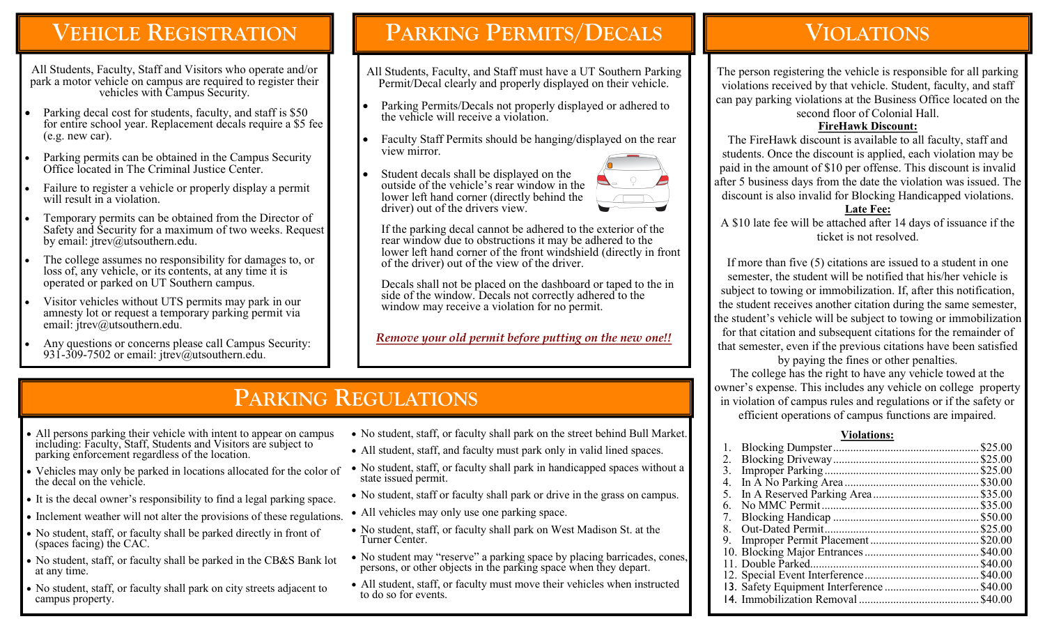# Vehicle Registration

All Students, Faculty, Staff and Visitors who operate and/or park a motor vehicle on campus are required to register their vehicles with Campus Security.

- Parking decal cost for students, faculty, and staff is $50 for entire school year. Replacement decals require a $5 fee (e.g. new car).
- Parking permits can be obtained in the Campus Security Office located in The Criminal Justice Center.
- Failure to register a vehicle or properly display a permit will result in a violation.
- Temporary permits can be obtained from the Director of Safety and Security for a maximum of two weeks. Request by email: jtrev@utsouthern.edu.
- The college assumes no responsibility for damages to, or loss of, any vehicle, or its contents, at any time it is operated or parked on UT Southern campus.
- Visitor vehicles without UTS permits may park in our amnesty lot or request a temporary parking permit via email: jtrev@utsouthern.edu.
- Any questions or concerns please call Campus Security: 931-309-7502 or email: jtrev@utsouthern.edu.

# Parking Permits/Decals

All Students, Faculty, and Staff must have a UT Southern Parking Permit/Decal clearly and properly displayed on their vehicle.

- Parking Permits/Decals not properly displayed or adhered to the vehicle will receive a violation.
- Faculty Staff Permits should be hanging/displayed on the rear view mirror.
- Student decals shall be displayed on the outside of the vehicle's rear window in the lower left hand corner (directly behind the driver) out of the drivers view.

  If the parking decal cannot be adhered to the exterior of the rear window due to obstructions it may be adhered to the lower left hand corner of the front windshield (directly in front of the driver) out of the view of the driver.

  Decals shall not be placed on the dashboard or taped to the in side of the window. Decals not correctly adhered to the window may receive a violation for no permit.

***Remove your old permit before putting on the new one!!***

# Parking Regulations

- All persons parking their vehicle with intent to appear on campus including: Faculty, Staff, Students and Visitors are subject to parking enforcement regardless of the location.
- Vehicles may only be parked in locations allocated for the color of the decal on the vehicle.
- It is the decal owner's responsibility to find a legal parking space.
- Inclement weather will not alter the provisions of these regulations.
- No student, staff, or faculty shall be parked directly in front of (spaces facing) the CAC.
- No student, staff, or faculty shall be parked in the CB&S Bank lot at any time.
- No student, staff, or faculty shall park on city streets adjacent to campus property.
- No student, staff, or faculty shall park on the street behind Bull Market.
- All student, staff, and faculty must park only in valid lined spaces.
- No student, staff, or faculty shall park in handicapped spaces without a state issued permit.
- No student, staff or faculty shall park or drive in the grass on campus.
- All vehicles may only use one parking space.
- No student, staff, or faculty shall park on West Madison St. at the Turner Center.
- No student may "reserve" a parking space by placing barricades, cones, persons, or other objects in the parking space when they depart.
- All student, staff, or faculty must move their vehicles when instructed to do so for events.

# Violations

The person registering the vehicle is responsible for all parking violations received by that vehicle. Student, faculty, and staff can pay parking violations at the Business Office located on the second floor of Colonial Hall.

**FireHawk Discount:**

The FireHawk discount is available to all faculty, staff and students. Once the discount is applied, each violation may be paid in the amount of $10 per offense. This discount is invalid after 5 business days from the date the violation was issued. The discount is also invalid for Blocking Handicapped violations.

**Late Fee:**

A $10 late fee will be attached after 14 days of issuance if the ticket is not resolved.

If more than five (5) citations are issued to a student in one semester, the student will be notified that his/her vehicle is subject to towing or immobilization. If, after this notification, the student receives another citation during the same semester, the student's vehicle will be subject to towing or immobilization for that citation and subsequent citations for the remainder of that semester, even if the previous citations have been satisfied by paying the fines or other penalties.

The college has the right to have any vehicle towed at the owner's expense. This includes any vehicle on college property in violation of campus rules and regulations or if the safety or efficient operations of campus functions are impaired.

**Violations:**

| | | |
|---|---|---|
| 1. | Blocking Dumpster | $25.00 |
| 2. | Blocking Driveway | $25.00 |
| 3. | Improper Parking | $25.00 |
| 4. | In A No Parking Area | $30.00 |
| 5. | In A Reserved Parking Area | $35.00 |
| 6. | No MMC Permit | $35.00 |
| 7. | Blocking Handicap | $50.00 |
| 8. | Out-Dated Permit | $25.00 |
| 9. | Improper Permit Placement | $20.00 |
| 10. | Blocking Major Entrances | $40.00 |
| 11. | Double Parked | $40.00 |
| 12. | Special Event Interference | $40.00 |
| 13. | Safety Equipment Interference | $40.00 |
| 14. | Immobilization Removal | $40.00 |